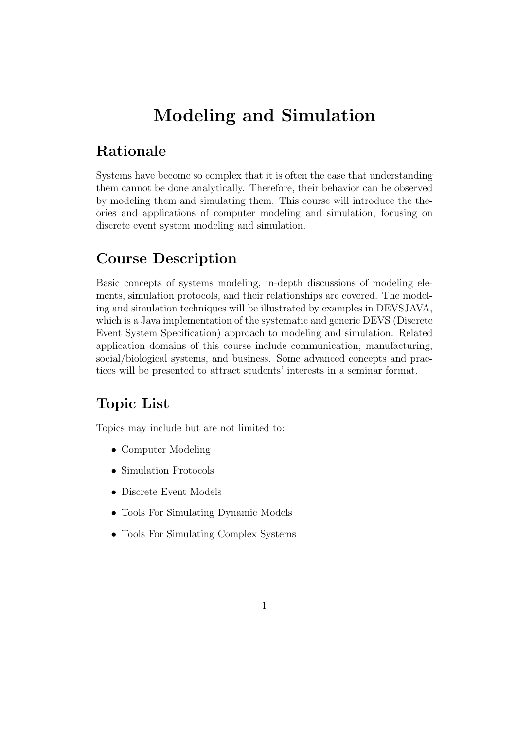# Modeling and Simulation

## Rationale

Systems have become so complex that it is often the case that understanding them cannot be done analytically. Therefore, their behavior can be observed by modeling them and simulating them. This course will introduce the theories and applications of computer modeling and simulation, focusing on discrete event system modeling and simulation.

## Course Description

Basic concepts of systems modeling, in-depth discussions of modeling elements, simulation protocols, and their relationships are covered. The modeling and simulation techniques will be illustrated by examples in DEVSJAVA, which is a Java implementation of the systematic and generic DEVS (Discrete Event System Specification) approach to modeling and simulation. Related application domains of this course include communication, manufacturing, social/biological systems, and business. Some advanced concepts and practices will be presented to attract students' interests in a seminar format.

## Topic List

Topics may include but are not limited to:

- Computer Modeling
- Simulation Protocols
- Discrete Event Models
- Tools For Simulating Dynamic Models
- Tools For Simulating Complex Systems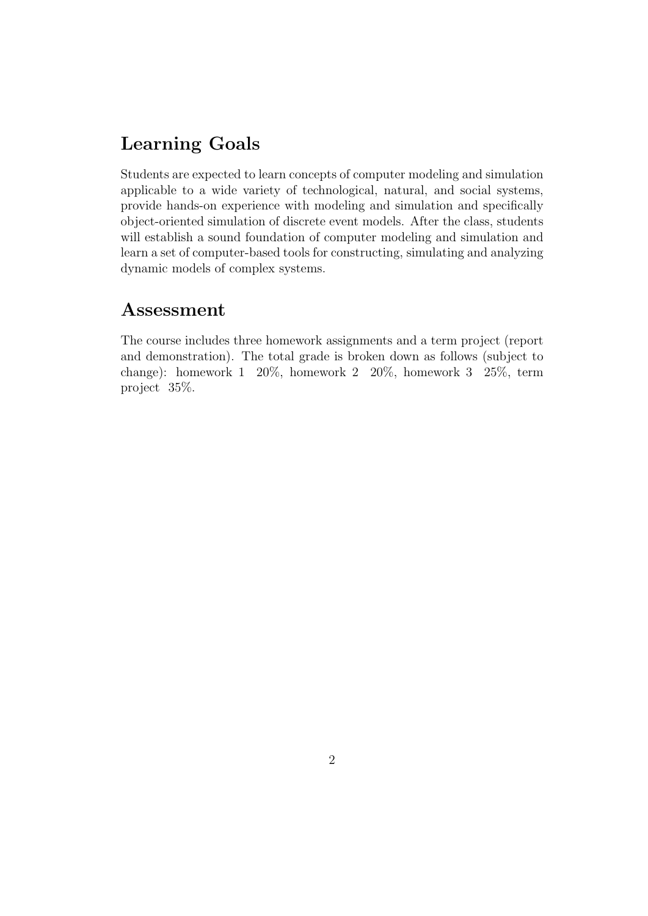## Learning Goals

Students are expected to learn concepts of computer modeling and simulation applicable to a wide variety of technological, natural, and social systems, provide hands-on experience with modeling and simulation and specifically object-oriented simulation of discrete event models. After the class, students will establish a sound foundation of computer modeling and simulation and learn a set of computer-based tools for constructing, simulating and analyzing dynamic models of complex systems.

## Assessment

The course includes three homework assignments and a term project (report and demonstration). The total grade is broken down as follows (subject to change): homework 1 20%, homework 2 20%, homework 3 25%, term project 35%.